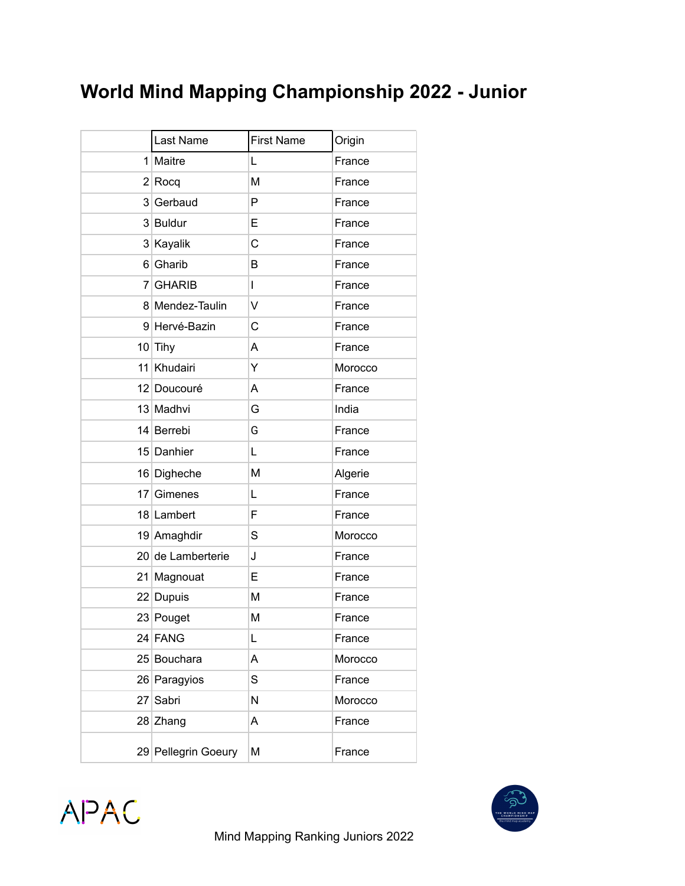# World Mind Mapping Championship 2022 - Junior

| | Last Name | First Name | Origin |
|---|---|---|---|
| 1 | Maitre | L | France |
| 2 | Rocq | M | France |
| 3 | Gerbaud | P | France |
| 3 | Buldur | E | France |
| 3 | Kayalik | C | France |
| 6 | Gharib | B | France |
| 7 | GHARIB | I | France |
| 8 | Mendez-Taulin | V | France |
| 9 | Hervé-Bazin | C | France |
| 10 | Tihy | A | France |
| 11 | Khudairi | Y | Morocco |
| 12 | Doucouré | A | France |
| 13 | Madhvi | G | India |
| 14 | Berrebi | G | France |
| 15 | Danhier | L | France |
| 16 | Digheche | M | Algerie |
| 17 | Gimenes | L | France |
| 18 | Lambert | F | France |
| 19 | Amaghdir | S | Morocco |
| 20 | de Lamberterie | J | France |
| 21 | Magnouat | E | France |
| 22 | Dupuis | M | France |
| 23 | Pouget | M | France |
| 24 | FANG | L | France |
| 25 | Bouchara | A | Morocco |
| 26 | Paragyios | S | France |
| 27 | Sabri | N | Morocco |
| 28 | Zhang | A | France |
| 29 | Pellegrin Goeury | M | France |

APAC

Mind Mapping Ranking Juniors 2022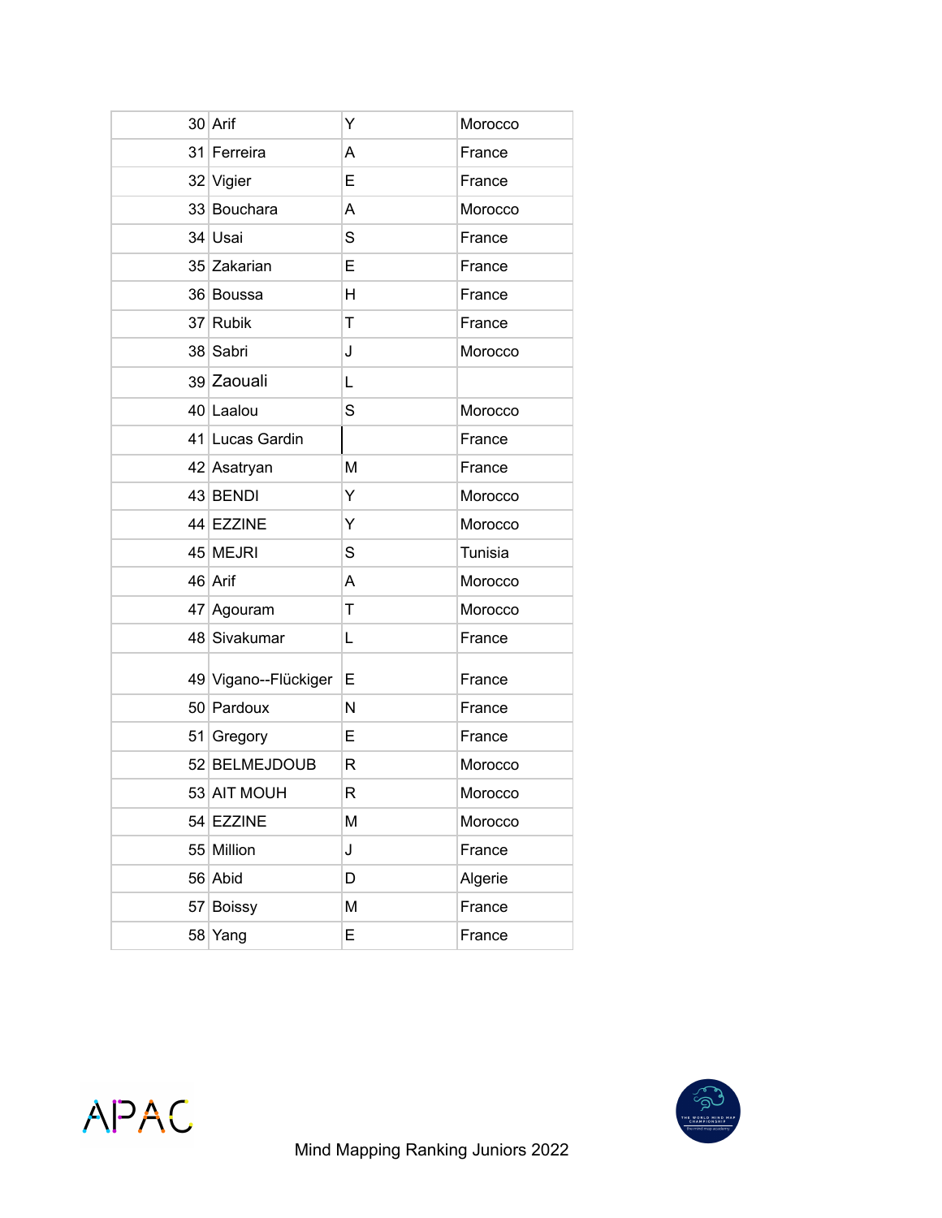| | | | |
|---|---|---|---|
| 30 | Arif | Y | Morocco |
| 31 | Ferreira | A | France |
| 32 | Vigier | E | France |
| 33 | Bouchara | A | Morocco |
| 34 | Usai | S | France |
| 35 | Zakarian | E | France |
| 36 | Boussa | H | France |
| 37 | Rubik | T | France |
| 38 | Sabri | J | Morocco |
| 39 | Zaouali | L | |
| 40 | Laalou | S | Morocco |
| 41 | Lucas Gardin | | France |
| 42 | Asatryan | M | France |
| 43 | BENDI | Y | Morocco |
| 44 | EZZINE | Y | Morocco |
| 45 | MEJRI | S | Tunisia |
| 46 | Arif | A | Morocco |
| 47 | Agouram | T | Morocco |
| 48 | Sivakumar | L | France |
| 49 | Vigano--Flückiger | E | France |
| 50 | Pardoux | N | France |
| 51 | Gregory | E | France |
| 52 | BELMEJDOUB | R | Morocco |
| 53 | AIT MOUH | R | Morocco |
| 54 | EZZINE | M | Morocco |
| 55 | Million | J | France |
| 56 | Abid | D | Algerie |
| 57 | Boissy | M | France |
| 58 | Yang | E | France |

APAC

Mind Mapping Ranking Juniors 2022